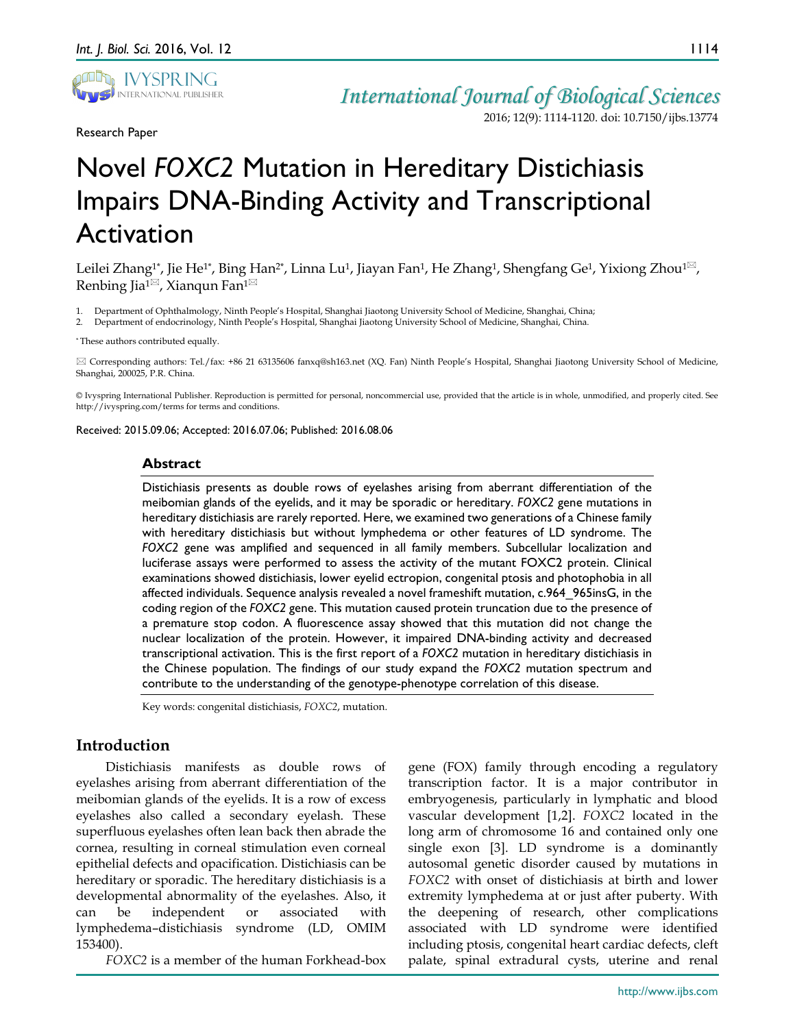Research Paper

# Novel *FOXC2* Mutation in Hereditary Distichiasis Impairs DNA-Binding Activity and Transcriptional Activation

Leilei Zhang[1*], Jie He[1*], Bing Han[2*], Linna Lu[1], Jiayan Fan[1], He Zhang[1], Shengfang Ge[1], Yixiong Zhou[1✉], Renbing Jia[1✉], Xianqun Fan[1✉]

1. Department of Ophthalmology, Ninth People's Hospital, Shanghai Jiaotong University School of Medicine, Shanghai, China;
2. Department of endocrinology, Ninth People's Hospital, Shanghai Jiaotong University School of Medicine, Shanghai, China.

\* These authors contributed equally.

✉ Corresponding authors: Tel./fax: +86 21 63135606 fanxq@sh163.net (XQ. Fan) Ninth People's Hospital, Shanghai Jiaotong University School of Medicine, Shanghai, 200025, P.R. China.

© Ivyspring International Publisher. Reproduction is permitted for personal, noncommercial use, provided that the article is in whole, unmodified, and properly cited. See http://ivyspring.com/terms for terms and conditions.

Received: 2015.09.06; Accepted: 2016.07.06; Published: 2016.08.06

## Abstract

Distichiasis presents as double rows of eyelashes arising from aberrant differentiation of the meibomian glands of the eyelids, and it may be sporadic or hereditary. *FOXC2* gene mutations in hereditary distichiasis are rarely reported. Here, we examined two generations of a Chinese family with hereditary distichiasis but without lymphedema or other features of LD syndrome. The *FOXC2* gene was amplified and sequenced in all family members. Subcellular localization and luciferase assays were performed to assess the activity of the mutant FOXC2 protein. Clinical examinations showed distichiasis, lower eyelid ectropion, congenital ptosis and photophobia in all affected individuals. Sequence analysis revealed a novel frameshift mutation, c.964_965insG, in the coding region of the *FOXC2* gene. This mutation caused protein truncation due to the presence of a premature stop codon. A fluorescence assay showed that this mutation did not change the nuclear localization of the protein. However, it impaired DNA-binding activity and decreased transcriptional activation. This is the first report of a *FOXC2* mutation in hereditary distichiasis in the Chinese population. The findings of our study expand the *FOXC2* mutation spectrum and contribute to the understanding of the genotype-phenotype correlation of this disease.

Key words: congenital distichiasis, *FOXC2*, mutation.

## Introduction

Distichiasis manifests as double rows of eyelashes arising from aberrant differentiation of the meibomian glands of the eyelids. It is a row of excess eyelashes also called a secondary eyelash. These superfluous eyelashes often lean back then abrade the cornea, resulting in corneal stimulation even corneal epithelial defects and opacification. Distichiasis can be hereditary or sporadic. The hereditary distichiasis is a developmental abnormality of the eyelashes. Also, it can be independent or associated with lymphedema–distichiasis syndrome (LD, OMIM 153400).

*FOXC2* is a member of the human Forkhead-box gene (FOX) family through encoding a regulatory transcription factor. It is a major contributor in embryogenesis, particularly in lymphatic and blood vascular development [1,2]. *FOXC2* located in the long arm of chromosome 16 and contained only one single exon [3]. LD syndrome is a dominantly autosomal genetic disorder caused by mutations in *FOXC2* with onset of distichiasis at birth and lower extremity lymphedema at or just after puberty. With the deepening of research, other complications associated with LD syndrome were identified including ptosis, congenital heart cardiac defects, cleft palate, spinal extradural cysts, uterine and renal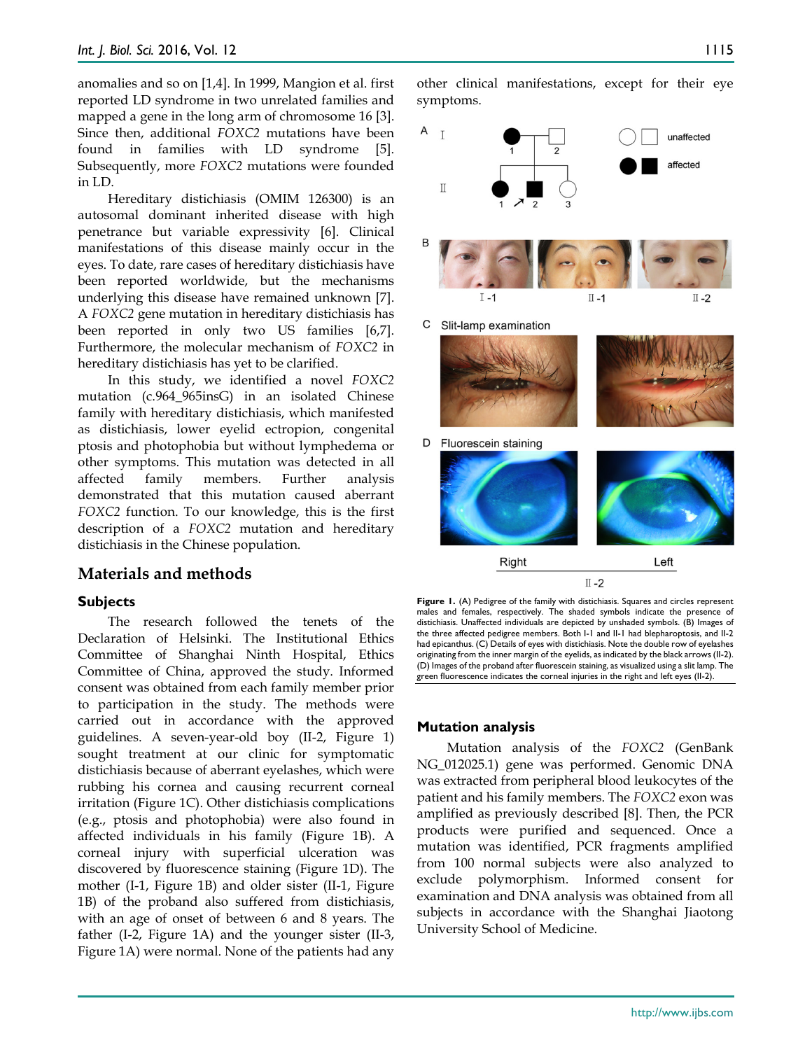anomalies and so on [1,4]. In 1999, Mangion et al. first reported LD syndrome in two unrelated families and mapped a gene in the long arm of chromosome 16 [3]. Since then, additional *FOXC2* mutations have been found in families with LD syndrome [5]. Subsequently, more *FOXC2* mutations were founded in LD.

Hereditary distichiasis (OMIM 126300) is an autosomal dominant inherited disease with high penetrance but variable expressivity [6]. Clinical manifestations of this disease mainly occur in the eyes. To date, rare cases of hereditary distichiasis have been reported worldwide, but the mechanisms underlying this disease have remained unknown [7]. A *FOXC2* gene mutation in hereditary distichiasis has been reported in only two US families [6,7]. Furthermore, the molecular mechanism of *FOXC2* in hereditary distichiasis has yet to be clarified.

In this study, we identified a novel *FOXC2* mutation (c.964_965insG) in an isolated Chinese family with hereditary distichiasis, which manifested as distichiasis, lower eyelid ectropion, congenital ptosis and photophobia but without lymphedema or other symptoms. This mutation was detected in all affected family members. Further analysis demonstrated that this mutation caused aberrant *FOXC2* function. To our knowledge, this is the first description of a *FOXC2* mutation and hereditary distichiasis in the Chinese population.

## Materials and methods

### Subjects

The research followed the tenets of the Declaration of Helsinki. The Institutional Ethics Committee of Shanghai Ninth Hospital, Ethics Committee of China, approved the study. Informed consent was obtained from each family member prior to participation in the study. The methods were carried out in accordance with the approved guidelines. A seven-year-old boy (II-2, Figure 1) sought treatment at our clinic for symptomatic distichiasis because of aberrant eyelashes, which were rubbing his cornea and causing recurrent corneal irritation (Figure 1C). Other distichiasis complications (e.g., ptosis and photophobia) were also found in affected individuals in his family (Figure 1B). A corneal injury with superficial ulceration was discovered by fluorescence staining (Figure 1D). The mother (I-1, Figure 1B) and older sister (II-1, Figure 1B) of the proband also suffered from distichiasis, with an age of onset of between 6 and 8 years. The father (I-2, Figure 1A) and the younger sister (II-3, Figure 1A) were normal. None of the patients had any other clinical manifestations, except for their eye symptoms.

**Figure 1.** (A) Pedigree of the family with distichiasis. Squares and circles represent males and females, respectively. The shaded symbols indicate the presence of distichiasis. Unaffected individuals are depicted by unshaded symbols. (B) Images of the three affected pedigree members. Both I-1 and II-1 had blepharoptosis, and II-2 had epicanthus. (C) Details of eyes with distichiasis. Note the double row of eyelashes originating from the inner margin of the eyelids, as indicated by the black arrows (II-2). (D) Images of the proband after fluorescein staining, as visualized using a slit lamp. The green fluorescence indicates the corneal injuries in the right and left eyes (II-2).

### Mutation analysis

Mutation analysis of the *FOXC2* (GenBank NG_012025.1) gene was performed. Genomic DNA was extracted from peripheral blood leukocytes of the patient and his family members. The *FOXC2* exon was amplified as previously described [8]. Then, the PCR products were purified and sequenced. Once a mutation was identified, PCR fragments amplified from 100 normal subjects were also analyzed to exclude polymorphism. Informed consent for examination and DNA analysis was obtained from all subjects in accordance with the Shanghai Jiaotong University School of Medicine.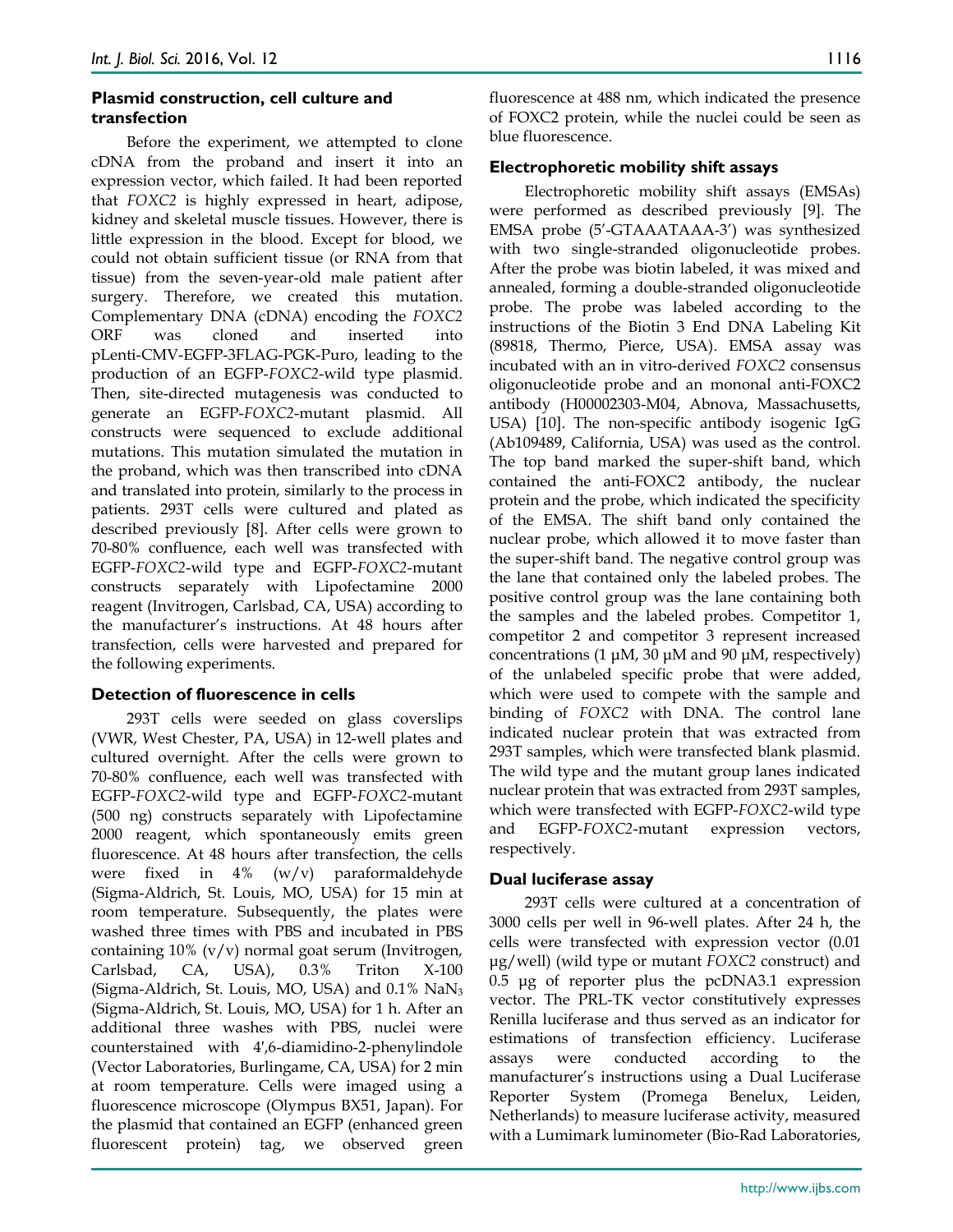### Plasmid construction, cell culture and transfection

Before the experiment, we attempted to clone cDNA from the proband and insert it into an expression vector, which failed. It had been reported that *FOXC2* is highly expressed in heart, adipose, kidney and skeletal muscle tissues. However, there is little expression in the blood. Except for blood, we could not obtain sufficient tissue (or RNA from that tissue) from the seven-year-old male patient after surgery. Therefore, we created this mutation. Complementary DNA (cDNA) encoding the *FOXC2* ORF was cloned and inserted into pLenti-CMV-EGFP-3FLAG-PGK-Puro, leading to the production of an EGFP-*FOXC2*-wild type plasmid. Then, site-directed mutagenesis was conducted to generate an EGFP-*FOXC2*-mutant plasmid. All constructs were sequenced to exclude additional mutations. This mutation simulated the mutation in the proband, which was then transcribed into cDNA and translated into protein, similarly to the process in patients. 293T cells were cultured and plated as described previously [8]. After cells were grown to 70-80% confluence, each well was transfected with EGFP-*FOXC2*-wild type and EGFP-*FOXC2*-mutant constructs separately with Lipofectamine 2000 reagent (Invitrogen, Carlsbad, CA, USA) according to the manufacturer's instructions. At 48 hours after transfection, cells were harvested and prepared for the following experiments.

### Detection of fluorescence in cells

293T cells were seeded on glass coverslips (VWR, West Chester, PA, USA) in 12-well plates and cultured overnight. After the cells were grown to 70-80% confluence, each well was transfected with EGFP-*FOXC2*-wild type and EGFP-*FOXC2*-mutant (500 ng) constructs separately with Lipofectamine 2000 reagent, which spontaneously emits green fluorescence. At 48 hours after transfection, the cells were fixed in 4% (w/v) paraformaldehyde (Sigma-Aldrich, St. Louis, MO, USA) for 15 min at room temperature. Subsequently, the plates were washed three times with PBS and incubated in PBS containing 10% (v/v) normal goat serum (Invitrogen, Carlsbad, CA, USA), 0.3% Triton X-100 (Sigma-Aldrich, St. Louis, MO, USA) and 0.1% $NaN_3$ (Sigma-Aldrich, St. Louis, MO, USA) for 1 h. After an additional three washes with PBS, nuclei were counterstained with 4',6-diamidino-2-phenylindole (Vector Laboratories, Burlingame, CA, USA) for 2 min at room temperature. Cells were imaged using a fluorescence microscope (Olympus BX51, Japan). For the plasmid that contained an EGFP (enhanced green fluorescent protein) tag, we observed green fluorescence at 488 nm, which indicated the presence of FOXC2 protein, while the nuclei could be seen as blue fluorescence.

### Electrophoretic mobility shift assays

Electrophoretic mobility shift assays (EMSAs) were performed as described previously [9]. The EMSA probe (5'-GTAAATAAA-3') was synthesized with two single-stranded oligonucleotide probes. After the probe was biotin labeled, it was mixed and annealed, forming a double-stranded oligonucleotide probe. The probe was labeled according to the instructions of the Biotin 3 End DNA Labeling Kit (89818, Thermo, Pierce, USA). EMSA assay was incubated with an in vitro-derived *FOXC2* consensus oligonucleotide probe and an mononal anti-FOXC2 antibody (H00002303-M04, Abnova, Massachusetts, USA) [10]. The non-specific antibody isogenic IgG (Ab109489, California, USA) was used as the control. The top band marked the super-shift band, which contained the anti-FOXC2 antibody, the nuclear protein and the probe, which indicated the specificity of the EMSA. The shift band only contained the nuclear probe, which allowed it to move faster than the super-shift band. The negative control group was the lane that contained only the labeled probes. The positive control group was the lane containing both the samples and the labeled probes. Competitor 1, competitor 2 and competitor 3 represent increased concentrations (1 μM, 30 μM and 90 μM, respectively) of the unlabeled specific probe that were added, which were used to compete with the sample and binding of *FOXC2* with DNA. The control lane indicated nuclear protein that was extracted from 293T samples, which were transfected blank plasmid. The wild type and the mutant group lanes indicated nuclear protein that was extracted from 293T samples, which were transfected with EGFP-*FOXC2*-wild type and EGFP-*FOXC2*-mutant expression vectors, respectively.

### Dual luciferase assay

293T cells were cultured at a concentration of 3000 cells per well in 96-well plates. After 24 h, the cells were transfected with expression vector (0.01 μg/well) (wild type or mutant *FOXC2* construct) and 0.5 μg of reporter plus the pcDNA3.1 expression vector. The PRL-TK vector constitutively expresses Renilla luciferase and thus served as an indicator for estimations of transfection efficiency. Luciferase assays were conducted according to the manufacturer's instructions using a Dual Luciferase Reporter System (Promega Benelux, Leiden, Netherlands) to measure luciferase activity, measured with a Lumimark luminometer (Bio-Rad Laboratories,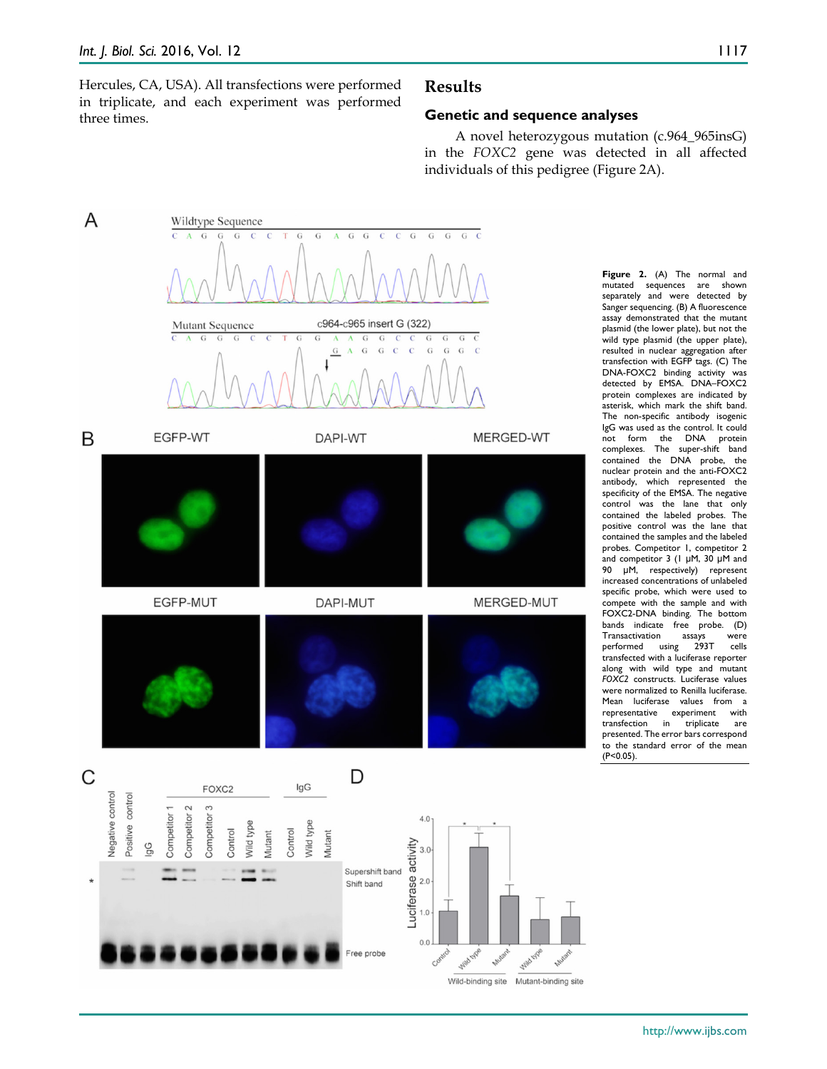Hercules, CA, USA). All transfections were performed in triplicate, and each experiment was performed three times.

## Results

### Genetic and sequence analyses

A novel heterozygous mutation (c.964_965insG) in the *FOXC2* gene was detected in all affected individuals of this pedigree (Figure 2A).

**Figure 2.** (A) The normal and mutated sequences are shown separately and were detected by Sanger sequencing. (B) A fluorescence assay demonstrated that the mutant plasmid (the lower plate), but not the wild type plasmid (the upper plate), resulted in nuclear aggregation after transfection with EGFP tags. (C) The DNA-FOXC2 binding activity was detected by EMSA. DNA–FOXC2 protein complexes are indicated by asterisk, which mark the shift band. The non-specific antibody isogenic IgG was used as the control. It could not form the DNA protein complexes. The super-shift band contained the DNA probe, the nuclear protein and the anti-FOXC2 antibody, which represented the specificity of the EMSA. The negative control was the lane that only contained the labeled probes. The positive control was the lane that contained the samples and the labeled probes. Competitor 1, competitor 2 and competitor 3 (1 μM, 30 μM and 90 μM, respectively) represent increased concentrations of unlabeled specific probe, which were used to compete with the sample and with FOXC2-DNA binding. The bottom bands indicate free probe. (D) Transactivation assays were performed using 293T cells transfected with a luciferase reporter along with wild type and mutant *FOXC2* constructs. Luciferase values were normalized to Renilla luciferase. Mean luciferase values from a representative experiment with transfection in triplicate are presented. The error bars correspond to the standard error of the mean ($P<0.05$).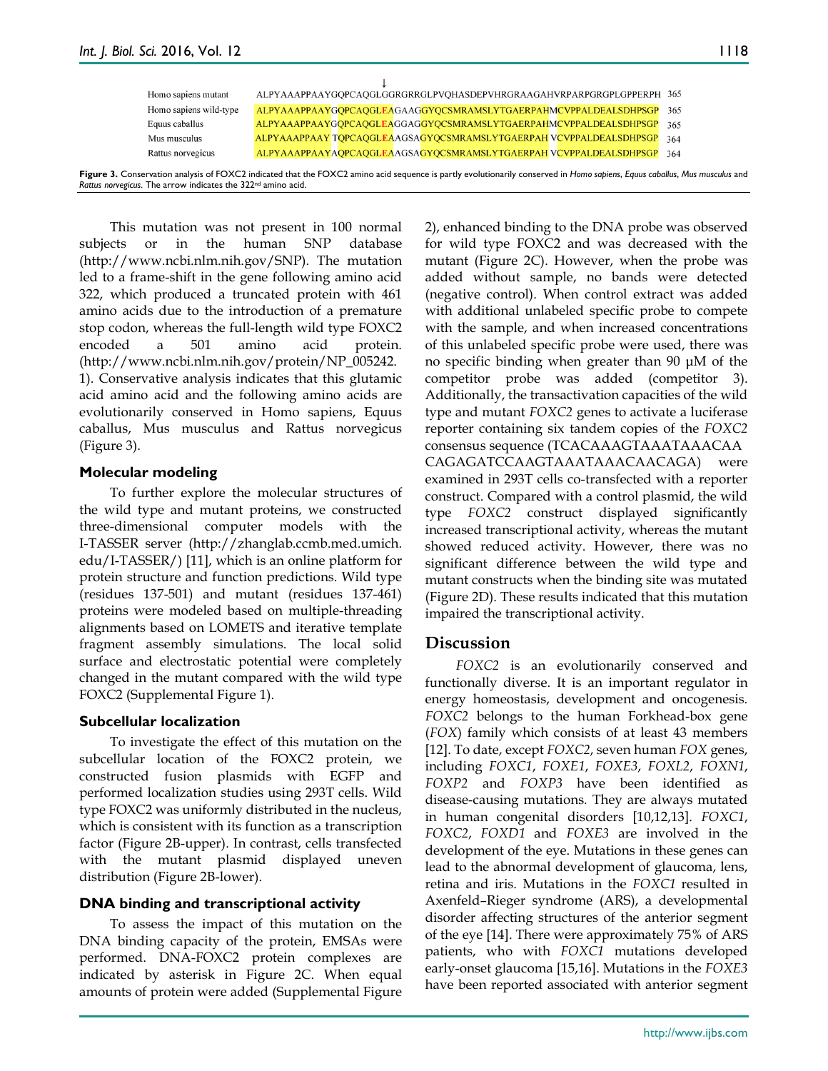| | ↓ | |
|---|---|---|
| Homo sapiens mutant | ALPYAAAPPAAYGQPCAQGLGGRGRRGLPVQHASDEPVHRGRAAGAHVRPARPGRGPLGPPERPH | 365 |
| Homo sapiens wild-type | ALPYAAAPPAAYGQPCAQGLEAGAAGGYQCSMRAMSLYTGAERPAHMCVPPALDEALSDHPSGP | 365 |
| Equus caballus | ALPYAAAPPAAYGQPCAQGLEAGGAGGYQCSMRAMSLYTGAERPAHMCVPPALDEALSDHPSGP | 365 |
| Mus musculus | ALPYAAAPPAAY TQPCAQGLEAAGSAGYQCSMRAMSLYTGAERPAH VCVPPALDEALSDHPSGP | 364 |
| Rattus norvegicus | ALPYAAAPPAAYAQPCAQGLEAAGSAGYQCSMRAMSLYTGAERPAH VCVPPALDEALSDHPSGP | 364 |

**Figure 3.** Conservation analysis of FOXC2 indicated that the FOXC2 amino acid sequence is partly evolutionarily conserved in *Homo sapiens*, *Equus caballus*, *Mus musculus* and *Rattus norgevicus*. The arrow indicates the 322nd amino acid.

This mutation was not present in 100 normal subjects or in the human SNP database (http://www.ncbi.nlm.nih.gov/SNP). The mutation led to a frame-shift in the gene following amino acid 322, which produced a truncated protein with 461 amino acids due to the introduction of a premature stop codon, whereas the full-length wild type FOXC2 encoded a 501 amino acid protein. (http://www.ncbi.nlm.nih.gov/protein/NP_005242.1). Conservative analysis indicates that this glutamic acid amino acid and the following amino acids are evolutionarily conserved in Homo sapiens, Equus caballus, Mus musculus and Rattus norvegicus (Figure 3).

### Molecular modeling

To further explore the molecular structures of the wild type and mutant proteins, we constructed three-dimensional computer models with the I-TASSER server (http://zhanglab.ccmb.med.umich.edu/I-TASSER/) [11], which is an online platform for protein structure and function predictions. Wild type (residues 137-501) and mutant (residues 137-461) proteins were modeled based on multiple-threading alignments based on LOMETS and iterative template fragment assembly simulations. The local solid surface and electrostatic potential were completely changed in the mutant compared with the wild type FOXC2 (Supplemental Figure 1).

### Subcellular localization

To investigate the effect of this mutation on the subcellular location of the FOXC2 protein, we constructed fusion plasmids with EGFP and performed localization studies using 293T cells. Wild type FOXC2 was uniformly distributed in the nucleus, which is consistent with its function as a transcription factor (Figure 2B-upper). In contrast, cells transfected with the mutant plasmid displayed uneven distribution (Figure 2B-lower).

### DNA binding and transcriptional activity

To assess the impact of this mutation on the DNA binding capacity of the protein, EMSAs were performed. DNA-FOXC2 protein complexes are indicated by asterisk in Figure 2C. When equal amounts of protein were added (Supplemental Figure 2), enhanced binding to the DNA probe was observed for wild type FOXC2 and was decreased with the mutant (Figure 2C). However, when the probe was added without sample, no bands were detected (negative control). When control extract was added with additional unlabeled specific probe to compete with the sample, and when increased concentrations of this unlabeled specific probe were used, there was no specific binding when greater than 90 μM of the competitor probe was added (competitor 3). Additionally, the transactivation capacities of the wild type and mutant *FOXC2* genes to activate a luciferase reporter containing six tandem copies of the *FOXC2* consensus sequence (TCACAAAGTAAATAAACAA CAGAGATCCAAGTAAATAAACAACAGA) were examined in 293T cells co-transfected with a reporter construct. Compared with a control plasmid, the wild type *FOXC2* construct displayed significantly increased transcriptional activity, whereas the mutant showed reduced activity. However, there was no significant difference between the wild type and mutant constructs when the binding site was mutated (Figure 2D). These results indicated that this mutation impaired the transcriptional activity.

## Discussion

*FOXC2* is an evolutionarily conserved and functionally diverse. It is an important regulator in energy homeostasis, development and oncogenesis. *FOXC2* belongs to the human Forkhead-box gene (*FOX*) family which consists of at least 43 members [12]. To date, except *FOXC2*, seven human *FOX* genes, including *FOXC1*, *FOXE1*, *FOXE3*, *FOXL2*, *FOXN1*, *FOXP2* and *FOXP3* have been identified as disease-causing mutations. They are always mutated in human congenital disorders [10,12,13]. *FOXC1*, *FOXC2*, *FOXD1* and *FOXE3* are involved in the development of the eye. Mutations in these genes can lead to the abnormal development of glaucoma, lens, retina and iris. Mutations in the *FOXC1* resulted in Axenfeld–Rieger syndrome (ARS), a developmental disorder affecting structures of the anterior segment of the eye [14]. There were approximately 75% of ARS patients, who with *FOXC1* mutations developed early-onset glaucoma [15,16]. Mutations in the *FOXE3* have been reported associated with anterior segment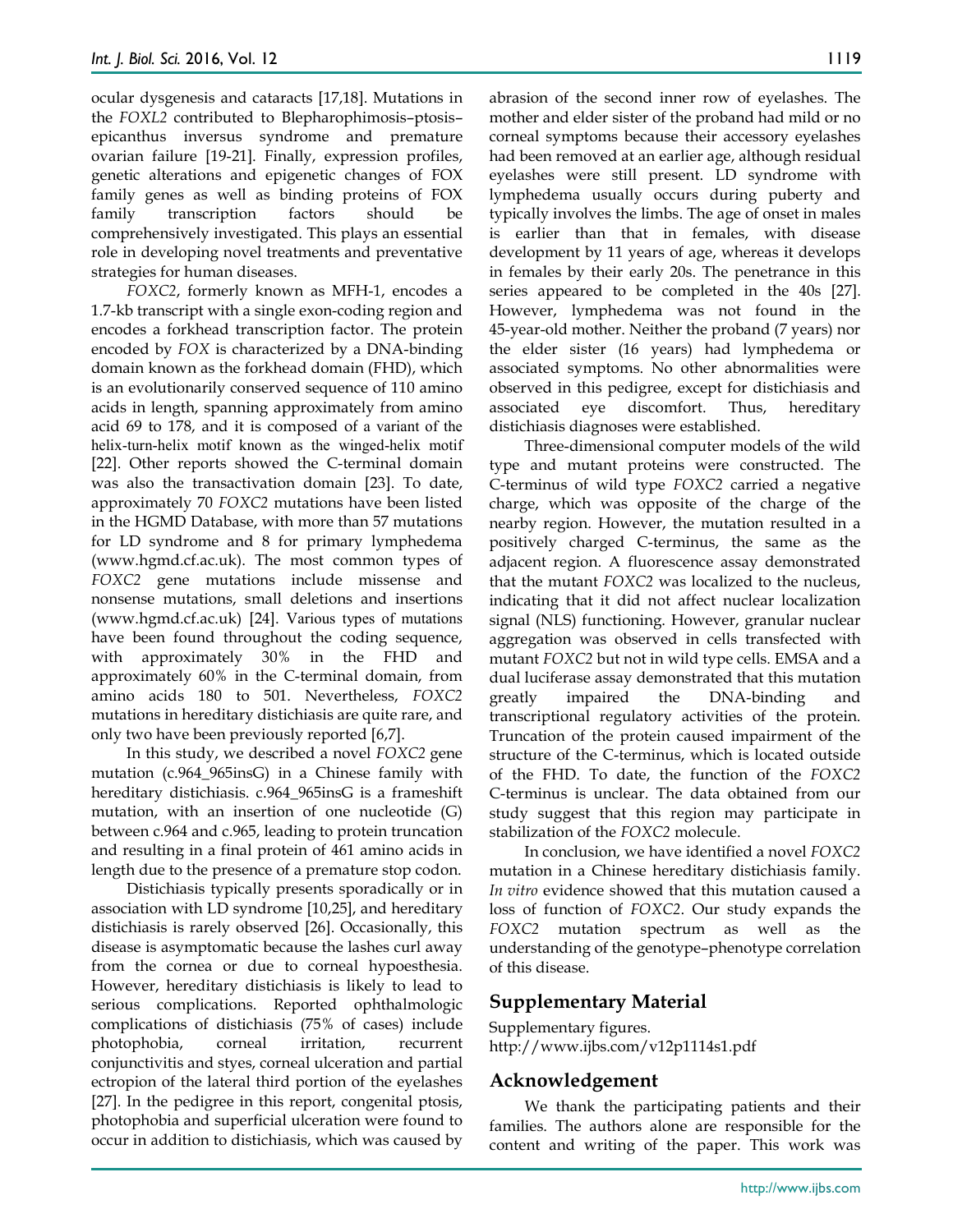ocular dysgenesis and cataracts [17,18]. Mutations in the *FOXL2* contributed to Blepharophimosis–ptosis–epicanthus inversus syndrome and premature ovarian failure [19-21]. Finally, expression profiles, genetic alterations and epigenetic changes of FOX family genes as well as binding proteins of FOX family transcription factors should be comprehensively investigated. This plays an essential role in developing novel treatments and preventative strategies for human diseases.

*FOXC2*, formerly known as MFH-1, encodes a 1.7-kb transcript with a single exon-coding region and encodes a forkhead transcription factor. The protein encoded by *FOX* is characterized by a DNA-binding domain known as the forkhead domain (FHD), which is an evolutionarily conserved sequence of 110 amino acids in length, spanning approximately from amino acid 69 to 178, and it is composed of a variant of the helix-turn-helix motif known as the winged-helix motif [22]. Other reports showed the C-terminal domain was also the transactivation domain [23]. To date, approximately 70 *FOXC2* mutations have been listed in the HGMD Database, with more than 57 mutations for LD syndrome and 8 for primary lymphedema (www.hgmd.cf.ac.uk). The most common types of *FOXC2* gene mutations include missense and nonsense mutations, small deletions and insertions (www.hgmd.cf.ac.uk) [24]. Various types of mutations have been found throughout the coding sequence, with approximately 30% in the FHD and approximately 60% in the C-terminal domain, from amino acids 180 to 501. Nevertheless, *FOXC2* mutations in hereditary distichiasis are quite rare, and only two have been previously reported [6,7].

In this study, we described a novel *FOXC2* gene mutation (c.964_965insG) in a Chinese family with hereditary distichiasis. c.964_965insG is a frameshift mutation, with an insertion of one nucleotide (G) between c.964 and c.965, leading to protein truncation and resulting in a final protein of 461 amino acids in length due to the presence of a premature stop codon.

Distichiasis typically presents sporadically or in association with LD syndrome [10,25], and hereditary distichiasis is rarely observed [26]. Occasionally, this disease is asymptomatic because the lashes curl away from the cornea or due to corneal hypoesthesia. However, hereditary distichiasis is likely to lead to serious complications. Reported ophthalmologic complications of distichiasis (75% of cases) include photophobia, corneal irritation, recurrent conjunctivitis and styes, corneal ulceration and partial ectropion of the lateral third portion of the eyelashes [27]. In the pedigree in this report, congenital ptosis, photophobia and superficial ulceration were found to occur in addition to distichiasis, which was caused by abrasion of the second inner row of eyelashes. The mother and elder sister of the proband had mild or no corneal symptoms because their accessory eyelashes had been removed at an earlier age, although residual eyelashes were still present. LD syndrome with lymphedema usually occurs during puberty and typically involves the limbs. The age of onset in males is earlier than that in females, with disease development by 11 years of age, whereas it develops in females by their early 20s. The penetrance in this series appeared to be completed in the 40s [27]. However, lymphedema was not found in the 45-year-old mother. Neither the proband (7 years) nor the elder sister (16 years) had lymphedema or associated symptoms. No other abnormalities were observed in this pedigree, except for distichiasis and associated eye discomfort. Thus, hereditary distichiasis diagnoses were established.

Three-dimensional computer models of the wild type and mutant proteins were constructed. The C-terminus of wild type *FOXC2* carried a negative charge, which was opposite of the charge of the nearby region. However, the mutation resulted in a positively charged C-terminus, the same as the adjacent region. A fluorescence assay demonstrated that the mutant *FOXC2* was localized to the nucleus, indicating that it did not affect nuclear localization signal (NLS) functioning. However, granular nuclear aggregation was observed in cells transfected with mutant *FOXC2* but not in wild type cells. EMSA and a dual luciferase assay demonstrated that this mutation greatly impaired the DNA-binding and transcriptional regulatory activities of the protein. Truncation of the protein caused impairment of the structure of the C-terminus, which is located outside of the FHD. To date, the function of the *FOXC2* C-terminus is unclear. The data obtained from our study suggest that this region may participate in stabilization of the *FOXC2* molecule.

In conclusion, we have identified a novel *FOXC2* mutation in a Chinese hereditary distichiasis family. *In vitro* evidence showed that this mutation caused a loss of function of *FOXC2*. Our study expands the *FOXC2* mutation spectrum as well as the understanding of the genotype–phenotype correlation of this disease.

## Supplementary Material

Supplementary figures.
http://www.ijbs.com/v12p1114s1.pdf

## Acknowledgement

We thank the participating patients and their families. The authors alone are responsible for the content and writing of the paper. This work was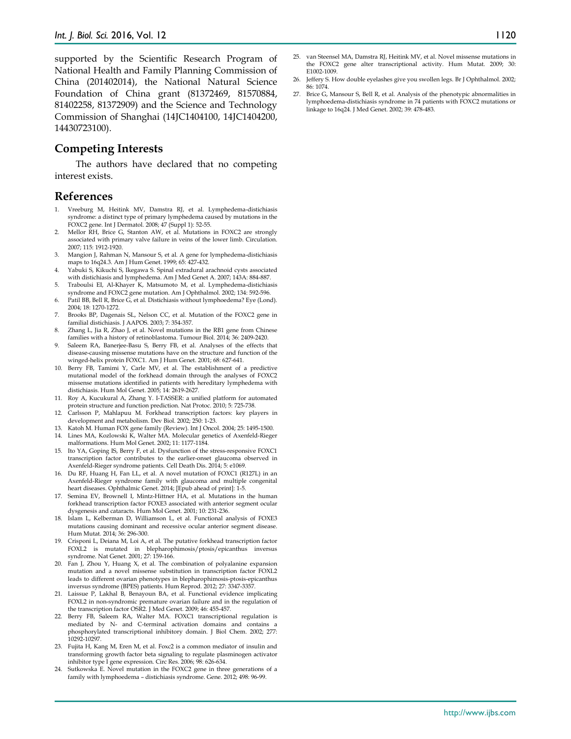supported by the Scientific Research Program of National Health and Family Planning Commission of China (201402014), the National Natural Science Foundation of China grant (81372469, 81570884, 81402258, 81372909) and the Science and Technology Commission of Shanghai (14JC1404100, 14JC1404200, 14430723100).

## Competing Interests

The authors have declared that no competing interest exists.

## References

1. Vreeburg M, Heitink MV, Damstra RJ, et al. Lymphedema-distichiasis syndrome: a distinct type of primary lymphedema caused by mutations in the FOXC2 gene. Int J Dermatol. 2008; 47 (Suppl 1): 52-55.
2. Mellor RH, Brice G, Stanton AW, et al. Mutations in FOXC2 are strongly associated with primary valve failure in veins of the lower limb. Circulation. 2007; 115: 1912-1920.
3. Mangion J, Rahman N, Mansour S, et al. A gene for lymphedema-distichiasis maps to 16q24.3. Am J Hum Genet. 1999; 65: 427-432.
4. Yabuki S, Kikuchi S, Ikegawa S. Spinal extradural arachnoid cysts associated with distichiasis and lymphedema. Am J Med Genet A. 2007; 143A: 884-887.
5. Traboulsi EI, Al-Khayer K, Matsumoto M, et al. Lymphedema-distichiasis syndrome and FOXC2 gene mutation. Am J Ophthalmol. 2002; 134: 592-596.
6. Patil BB, Bell R, Brice G, et al. Distichiasis without lymphoedema? Eye (Lond). 2004; 18: 1270-1272.
7. Brooks BP, Dagenais SL, Nelson CC, et al. Mutation of the FOXC2 gene in familial distichiasis. J AAPOS. 2003; 7: 354-357.
8. Zhang L, Jia R, Zhao J, et al. Novel mutations in the RB1 gene from Chinese families with a history of retinoblastoma. Tumour Biol. 2014; 36: 2409-2420.
9. Saleem RA, Banerjee-Basu S, Berry FB, et al. Analyses of the effects that disease-causing missense mutations have on the structure and function of the winged-helix protein FOXC1. Am J Hum Genet. 2001; 68: 627-641.
10. Berry FB, Tamimi Y, Carle MV, et al. The establishment of a predictive mutational model of the forkhead domain through the analyses of FOXC2 missense mutations identified in patients with hereditary lymphedema with distichiasis. Hum Mol Genet. 2005; 14: 2619-2627.
11. Roy A, Kucukural A, Zhang Y. I-TASSER: a unified platform for automated protein structure and function prediction. Nat Protoc. 2010; 5: 725-738.
12. Carlsson P, Mahlapuu M. Forkhead transcription factors: key players in development and metabolism. Dev Biol. 2002; 250: 1-23.
13. Katoh M. Human FOX gene family (Review). Int J Oncol. 2004; 25: 1495-1500.
14. Lines MA, Kozlowski K, Walter MA. Molecular genetics of Axenfeld-Rieger malformations. Hum Mol Genet. 2002; 11: 1177-1184.
15. Ito YA, Goping IS, Berry F, et al. Dysfunction of the stress-responsive FOXC1 transcription factor contributes to the earlier-onset glaucoma observed in Axenfeld-Rieger syndrome patients. Cell Death Dis. 2014; 5: e1069.
16. Du RF, Huang H, Fan LL, et al. A novel mutation of FOXC1 (R127L) in an Axenfeld-Rieger syndrome family with glaucoma and multiple congenital heart diseases. Ophthalmic Genet. 2014; [Epub ahead of print]: 1-5.
17. Semina EV, Brownell I, Mintz-Hittner HA, et al. Mutations in the human forkhead transcription factor FOXE3 associated with anterior segment ocular dysgenesis and cataracts. Hum Mol Genet. 2001; 10: 231-236.
18. Islam L, Kelberman D, Williamson L, et al. Functional analysis of FOXE3 mutations causing dominant and recessive ocular anterior segment disease. Hum Mutat. 2014; 36: 296-300.
19. Crisponi L, Deiana M, Loi A, et al. The putative forkhead transcription factor FOXL2 is mutated in blepharophimosis/ptosis/epicanthus inversus syndrome. Nat Genet. 2001; 27: 159-166.
20. Fan J, Zhou Y, Huang X, et al. The combination of polyalanine expansion mutation and a novel missense substitution in transcription factor FOXL2 leads to different ovarian phenotypes in blepharophimosis-ptosis-epicanthus inversus syndrome (BPES) patients. Hum Reprod. 2012; 27: 3347-3357.
21. Laissue P, Lakhal B, Benayoun BA, et al. Functional evidence implicating FOXL2 in non-syndromic premature ovarian failure and in the regulation of the transcription factor OSR2. J Med Genet. 2009; 46: 455-457.
22. Berry FB, Saleem RA, Walter MA. FOXC1 transcriptional regulation is mediated by N- and C-terminal activation domains and contains a phosphorylated transcriptional inhibitory domain. J Biol Chem. 2002; 277: 10292-10297.
23. Fujita H, Kang M, Eren M, et al. Foxc2 is a common mediator of insulin and transforming growth factor beta signaling to regulate plasminogen activator inhibitor type I gene expression. Circ Res. 2006; 98: 626-634.
24. Sutkowska E. Novel mutation in the FOXC2 gene in three generations of a family with lymphoedema – distichiasis syndrome. Gene. 2012; 498: 96-99.
25. van Steensel MA, Damstra RJ, Heitink MV, et al. Novel missense mutations in the FOXC2 gene alter transcriptional activity. Hum Mutat. 2009; 30: E1002-1009.
26. Jeffery S. How double eyelashes give you swollen legs. Br J Ophthalmol. 2002; 86: 1074.
27. Brice G, Mansour S, Bell R, et al. Analysis of the phenotypic abnormalities in lymphoedema-distichiasis syndrome in 74 patients with FOXC2 mutations or linkage to 16q24. J Med Genet. 2002; 39: 478-483.